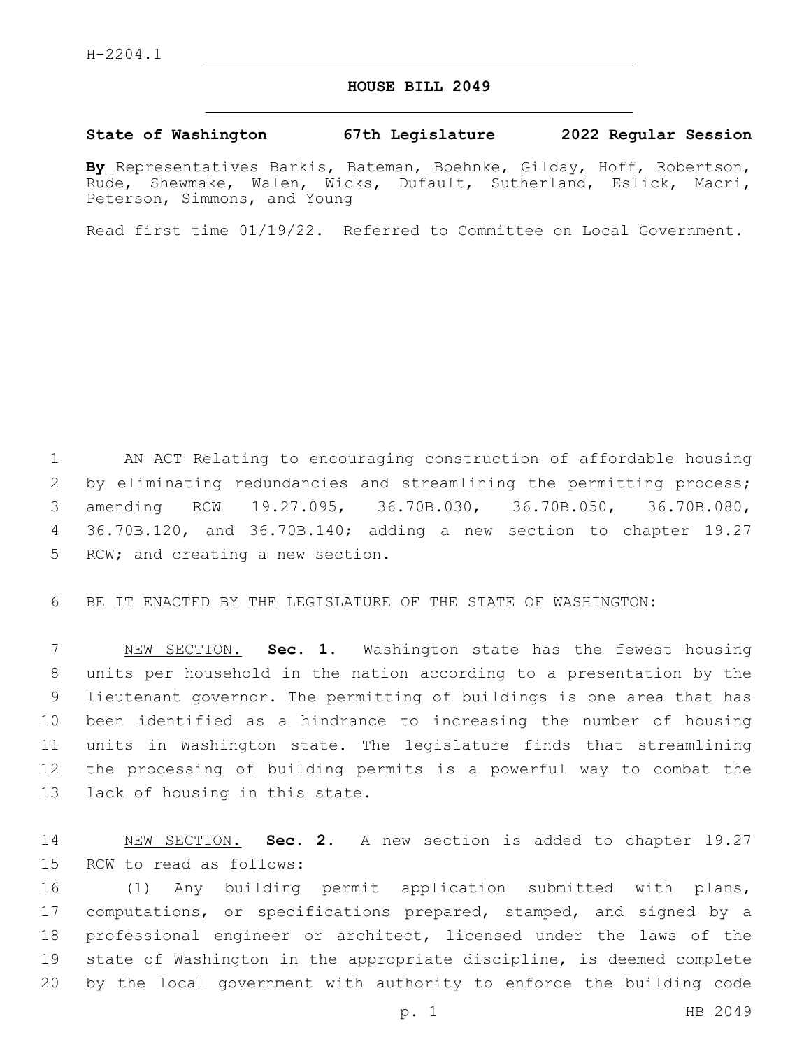H-2204.1

# HOUSE BILL 2049

**State of Washington 67th Legislature 2022 Regular Session**

**By** Representatives Barkis, Bateman, Boehnke, Gilday, Hoff, Robertson, Rude, Shewmake, Walen, Wicks, Dufault, Sutherland, Eslick, Macri, Peterson, Simmons, and Young

Read first time 01/19/22. Referred to Committee on Local Government.

AN ACT Relating to encouraging construction of affordable housing by eliminating redundancies and streamlining the permitting process; amending RCW 19.27.095, 36.70B.030, 36.70B.050, 36.70B.080, 36.70B.120, and 36.70B.140; adding a new section to chapter 19.27 RCW; and creating a new section.

BE IT ENACTED BY THE LEGISLATURE OF THE STATE OF WASHINGTON:

NEW SECTION. **Sec. 1.** Washington state has the fewest housing units per household in the nation according to a presentation by the lieutenant governor. The permitting of buildings is one area that has been identified as a hindrance to increasing the number of housing units in Washington state. The legislature finds that streamlining the processing of building permits is a powerful way to combat the lack of housing in this state.

NEW SECTION. **Sec. 2.** A new section is added to chapter 19.27 RCW to read as follows:

(1) Any building permit application submitted with plans, computations, or specifications prepared, stamped, and signed by a professional engineer or architect, licensed under the laws of the state of Washington in the appropriate discipline, is deemed complete by the local government with authority to enforce the building code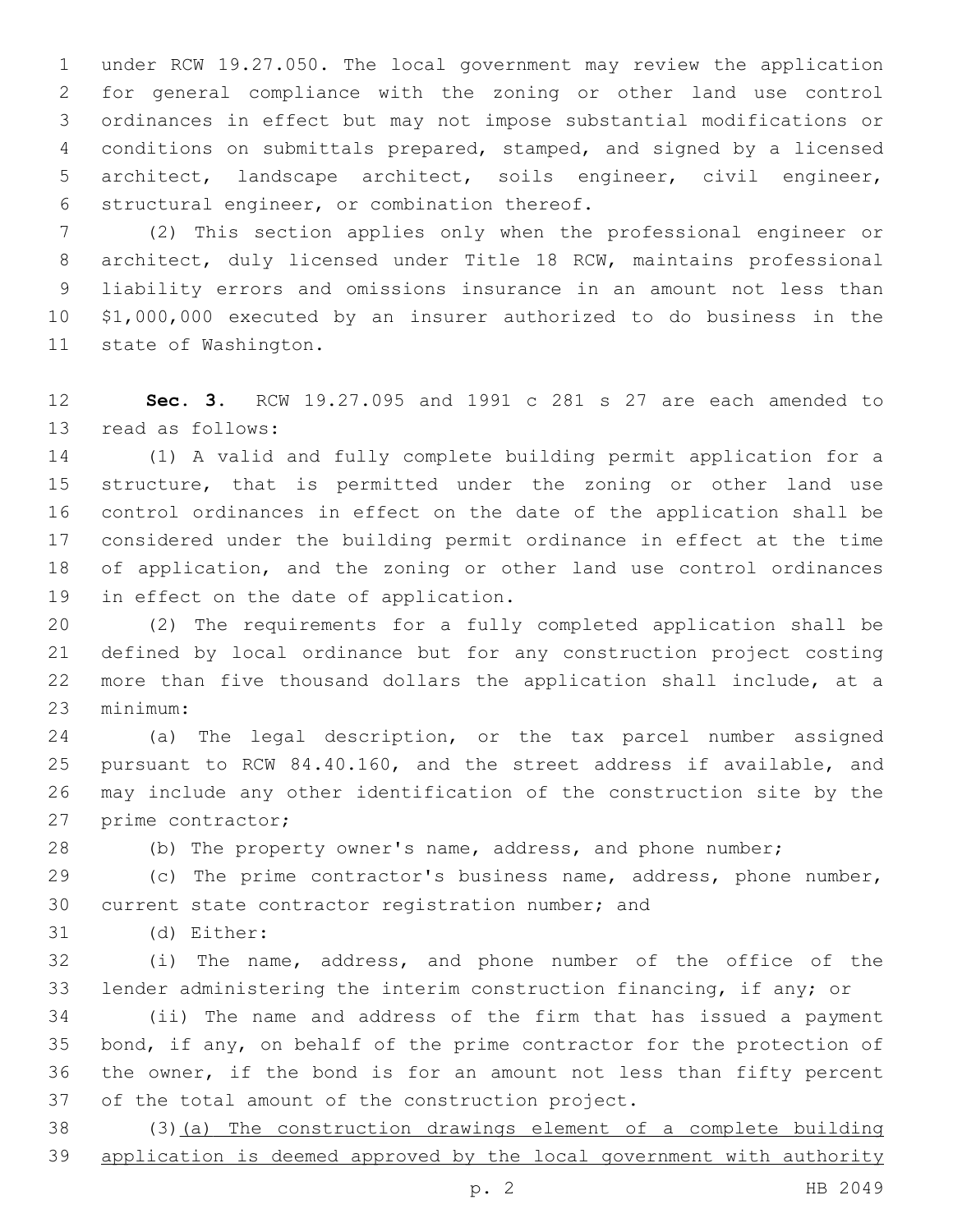under RCW 19.27.050. The local government may review the application for general compliance with the zoning or other land use control ordinances in effect but may not impose substantial modifications or conditions on submittals prepared, stamped, and signed by a licensed architect, landscape architect, soils engineer, civil engineer, structural engineer, or combination thereof.

(2) This section applies only when the professional engineer or architect, duly licensed under Title 18 RCW, maintains professional liability errors and omissions insurance in an amount not less than \$1,000,000 executed by an insurer authorized to do business in the state of Washington.

**Sec. 3.** RCW 19.27.095 and 1991 c 281 s 27 are each amended to read as follows:

(1) A valid and fully complete building permit application for a structure, that is permitted under the zoning or other land use control ordinances in effect on the date of the application shall be considered under the building permit ordinance in effect at the time of application, and the zoning or other land use control ordinances in effect on the date of application.

(2) The requirements for a fully completed application shall be defined by local ordinance but for any construction project costing more than five thousand dollars the application shall include, at a minimum:

(a) The legal description, or the tax parcel number assigned pursuant to RCW 84.40.160, and the street address if available, and may include any other identification of the construction site by the prime contractor;

(b) The property owner's name, address, and phone number;

(c) The prime contractor's business name, address, phone number, current state contractor registration number; and

(d) Either:

(i) The name, address, and phone number of the office of the lender administering the interim construction financing, if any; or

(ii) The name and address of the firm that has issued a payment bond, if any, on behalf of the prime contractor for the protection of the owner, if the bond is for an amount not less than fifty percent of the total amount of the construction project.

(3)<u>(a) The construction drawings element of a complete building application is deemed approved by the local government with authority</u>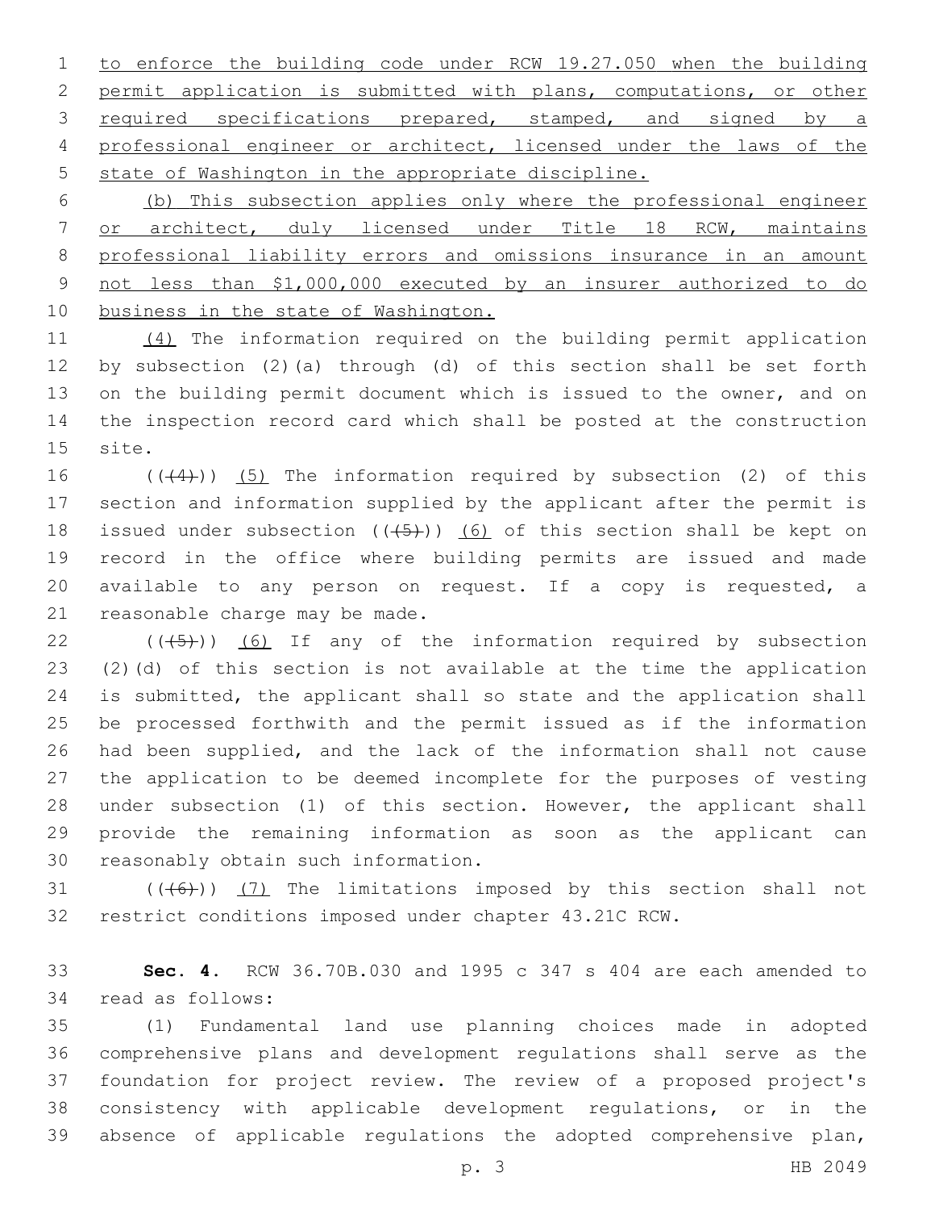to enforce the building code under RCW 19.27.050 when the building permit application is submitted with plans, computations, or other required specifications prepared, stamped, and signed by a professional engineer or architect, licensed under the laws of the state of Washington in the appropriate discipline.

(b) This subsection applies only where the professional engineer or architect, duly licensed under Title 18 RCW, maintains professional liability errors and omissions insurance in an amount not less than $1,000,000 executed by an insurer authorized to do business in the state of Washington.

(4) The information required on the building permit application by subsection (2)(a) through (d) of this section shall be set forth on the building permit document which is issued to the owner, and on the inspection record card which shall be posted at the construction site.

(((4))) (5) The information required by subsection (2) of this section and information supplied by the applicant after the permit is issued under subsection (((5))) (6) of this section shall be kept on record in the office where building permits are issued and made available to any person on request. If a copy is requested, a reasonable charge may be made.

(((5))) (6) If any of the information required by subsection (2)(d) of this section is not available at the time the application is submitted, the applicant shall so state and the application shall be processed forthwith and the permit issued as if the information had been supplied, and the lack of the information shall not cause the application to be deemed incomplete for the purposes of vesting under subsection (1) of this section. However, the applicant shall provide the remaining information as soon as the applicant can reasonably obtain such information.

(((6))) (7) The limitations imposed by this section shall not restrict conditions imposed under chapter 43.21C RCW.

**Sec. 4.** RCW 36.70B.030 and 1995 c 347 s 404 are each amended to read as follows:

(1) Fundamental land use planning choices made in adopted comprehensive plans and development regulations shall serve as the foundation for project review. The review of a proposed project's consistency with applicable development regulations, or in the absence of applicable regulations the adopted comprehensive plan,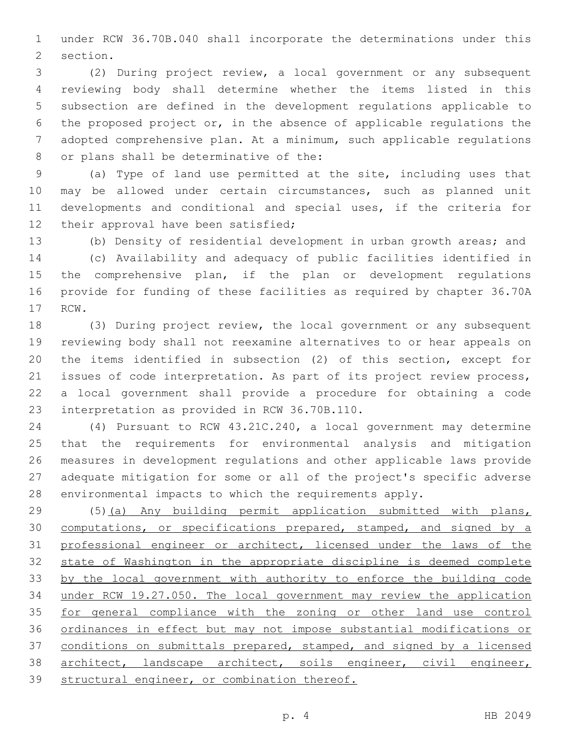under RCW 36.70B.040 shall incorporate the determinations under this section.

(2) During project review, a local government or any subsequent reviewing body shall determine whether the items listed in this subsection are defined in the development regulations applicable to the proposed project or, in the absence of applicable regulations the adopted comprehensive plan. At a minimum, such applicable regulations or plans shall be determinative of the:

(a) Type of land use permitted at the site, including uses that may be allowed under certain circumstances, such as planned unit developments and conditional and special uses, if the criteria for their approval have been satisfied;

(b) Density of residential development in urban growth areas; and

(c) Availability and adequacy of public facilities identified in the comprehensive plan, if the plan or development regulations provide for funding of these facilities as required by chapter 36.70A RCW.

(3) During project review, the local government or any subsequent reviewing body shall not reexamine alternatives to or hear appeals on the items identified in subsection (2) of this section, except for issues of code interpretation. As part of its project review process, a local government shall provide a procedure for obtaining a code interpretation as provided in RCW 36.70B.110.

(4) Pursuant to RCW 43.21C.240, a local government may determine that the requirements for environmental analysis and mitigation measures in development regulations and other applicable laws provide adequate mitigation for some or all of the project's specific adverse environmental impacts to which the requirements apply.

(5)<u>(a) Any building permit application submitted with plans, computations, or specifications prepared, stamped, and signed by a professional engineer or architect, licensed under the laws of the state of Washington in the appropriate discipline is deemed complete by the local government with authority to enforce the building code under RCW 19.27.050. The local government may review the application for general compliance with the zoning or other land use control ordinances in effect but may not impose substantial modifications or conditions on submittals prepared, stamped, and signed by a licensed architect, landscape architect, soils engineer, civil engineer, structural engineer, or combination thereof.</u>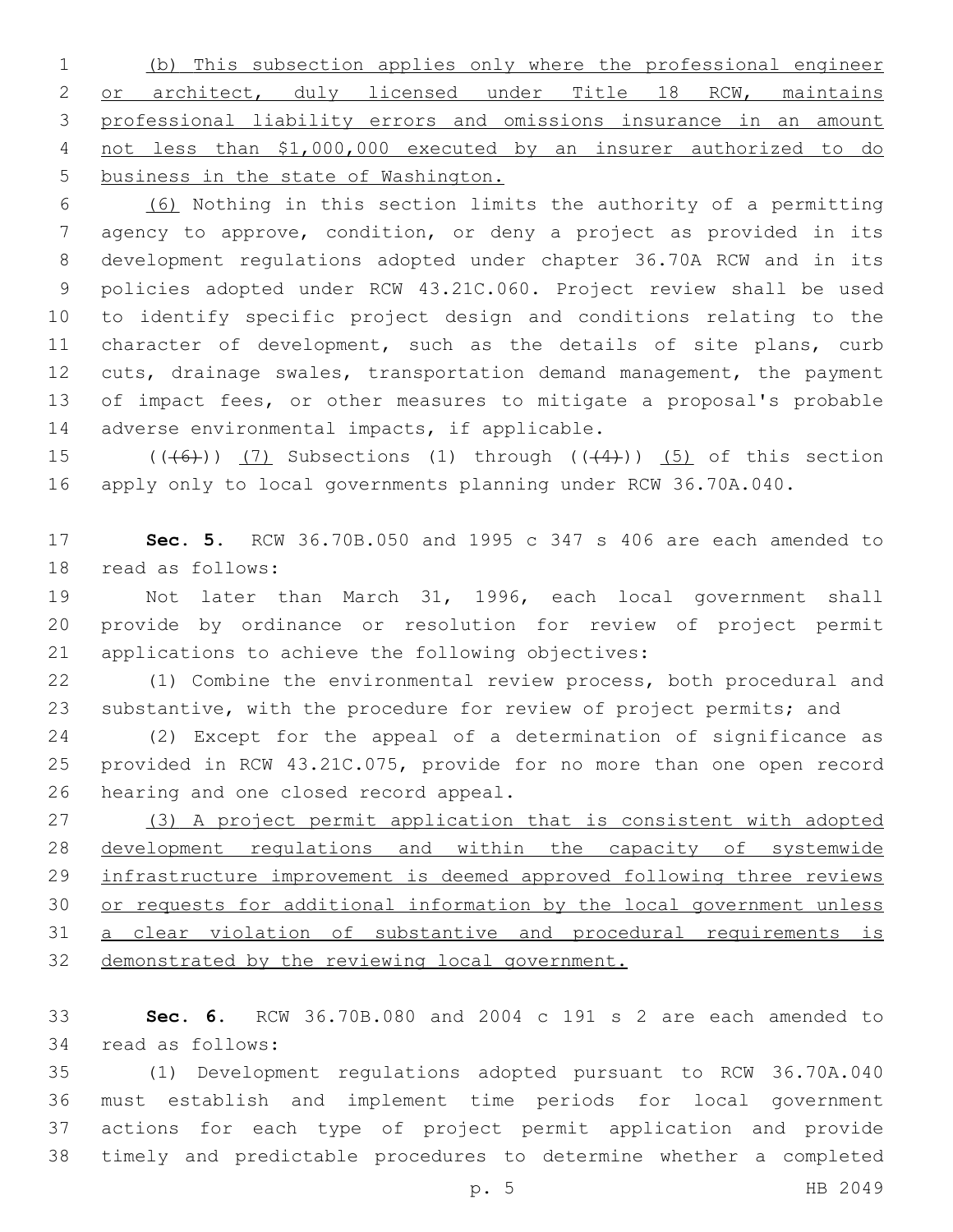(b) This subsection applies only where the professional engineer or architect, duly licensed under Title 18 RCW, maintains professional liability errors and omissions insurance in an amount not less than $1,000,000 executed by an insurer authorized to do business in the state of Washington.

(6) Nothing in this section limits the authority of a permitting agency to approve, condition, or deny a project as provided in its development regulations adopted under chapter 36.70A RCW and in its policies adopted under RCW 43.21C.060. Project review shall be used to identify specific project design and conditions relating to the character of development, such as the details of site plans, curb cuts, drainage swales, transportation demand management, the payment of impact fees, or other measures to mitigate a proposal's probable adverse environmental impacts, if applicable.

((~~(6)~~)) (7) Subsections (1) through ((~~(4)~~)) (5) of this section apply only to local governments planning under RCW 36.70A.040.

**Sec. 5.** RCW 36.70B.050 and 1995 c 347 s 406 are each amended to read as follows:

Not later than March 31, 1996, each local government shall provide by ordinance or resolution for review of project permit applications to achieve the following objectives:

(1) Combine the environmental review process, both procedural and substantive, with the procedure for review of project permits; and

(2) Except for the appeal of a determination of significance as provided in RCW 43.21C.075, provide for no more than one open record hearing and one closed record appeal.

(3) A project permit application that is consistent with adopted development regulations and within the capacity of systemwide infrastructure improvement is deemed approved following three reviews or requests for additional information by the local government unless a clear violation of substantive and procedural requirements is demonstrated by the reviewing local government.

**Sec. 6.** RCW 36.70B.080 and 2004 c 191 s 2 are each amended to read as follows:

(1) Development regulations adopted pursuant to RCW 36.70A.040 must establish and implement time periods for local government actions for each type of project permit application and provide timely and predictable procedures to determine whether a completed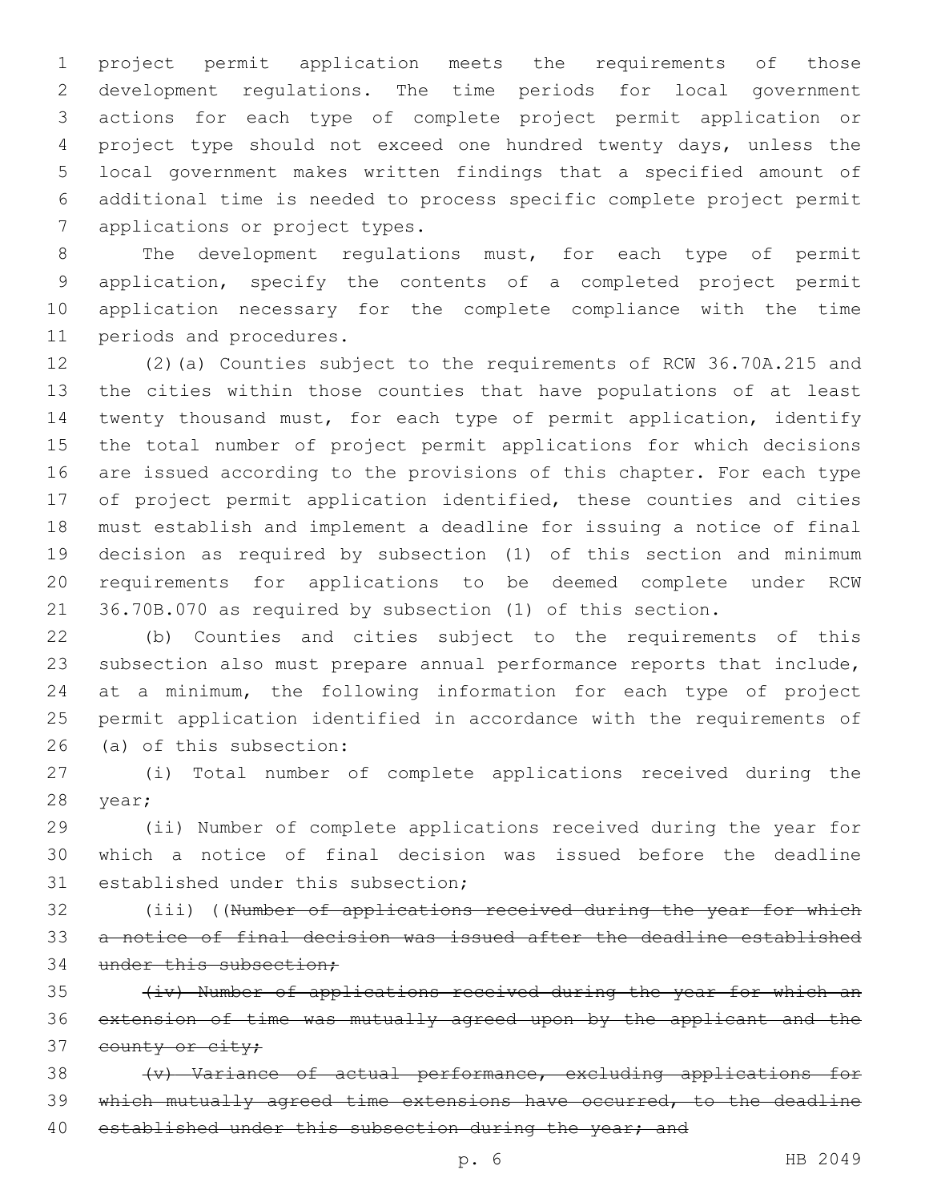project permit application meets the requirements of those development regulations. The time periods for local government actions for each type of complete project permit application or project type should not exceed one hundred twenty days, unless the local government makes written findings that a specified amount of additional time is needed to process specific complete project permit applications or project types.

The development regulations must, for each type of permit application, specify the contents of a completed project permit application necessary for the complete compliance with the time periods and procedures.

(2)(a) Counties subject to the requirements of RCW 36.70A.215 and the cities within those counties that have populations of at least twenty thousand must, for each type of permit application, identify the total number of project permit applications for which decisions are issued according to the provisions of this chapter. For each type of project permit application identified, these counties and cities must establish and implement a deadline for issuing a notice of final decision as required by subsection (1) of this section and minimum requirements for applications to be deemed complete under RCW 36.70B.070 as required by subsection (1) of this section.

(b) Counties and cities subject to the requirements of this subsection also must prepare annual performance reports that include, at a minimum, the following information for each type of project permit application identified in accordance with the requirements of (a) of this subsection:

(i) Total number of complete applications received during the year;

(ii) Number of complete applications received during the year for which a notice of final decision was issued before the deadline established under this subsection;

(iii) ((~~Number of applications received during the year for which a notice of final decision was issued after the deadline established under this subsection;~~

~~(iv) Number of applications received during the year for which an extension of time was mutually agreed upon by the applicant and the county or city;~~

~~(v) Variance of actual performance, excluding applications for which mutually agreed time extensions have occurred, to the deadline established under this subsection during the year; and~~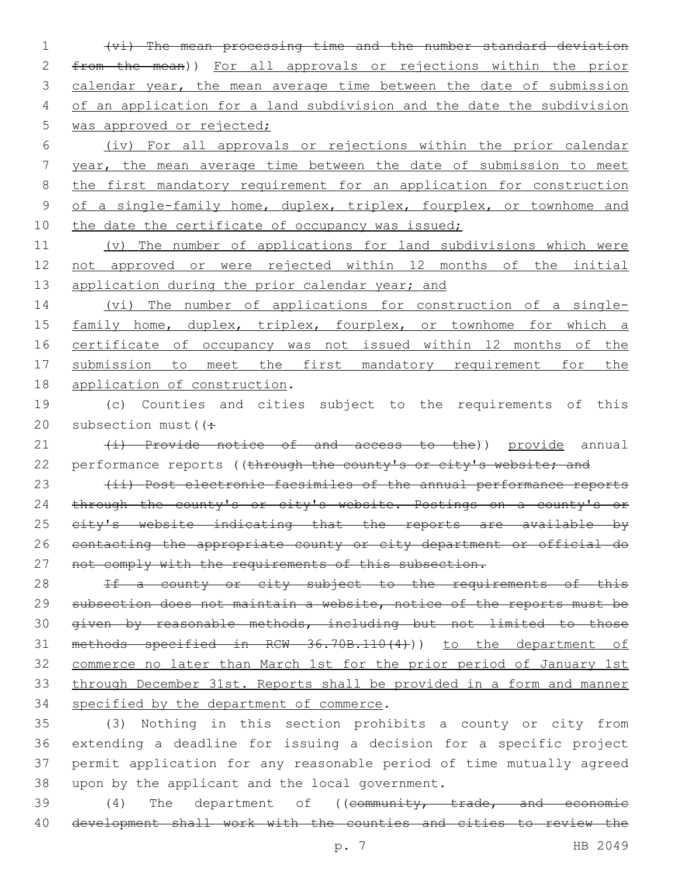~~(vi) The mean processing time and the number standard deviation from the mean~~)) For all approvals or rejections within the prior calendar year, the mean average time between the date of submission of an application for a land subdivision and the date the subdivision was approved or rejected;

(iv) For all approvals or rejections within the prior calendar year, the mean average time between the date of submission to meet the first mandatory requirement for an application for construction of a single-family home, duplex, triplex, fourplex, or townhome and the date the certificate of occupancy was issued;

(v) The number of applications for land subdivisions which were not approved or were rejected within 12 months of the initial application during the prior calendar year; and

(vi) The number of applications for construction of a single-family home, duplex, triplex, fourplex, or townhome for which a certificate of occupancy was not issued within 12 months of the submission to meet the first mandatory requirement for the application of construction.

(c) Counties and cities subject to the requirements of this subsection must((~~:~~

~~(i) Provide notice of and access to the~~)) provide annual performance reports ((~~through the county's or city's website; and~~

~~(ii) Post electronic facsimiles of the annual performance reports through the county's or city's website. Postings on a county's or city's website indicating that the reports are available by contacting the appropriate county or city department or official do not comply with the requirements of this subsection.~~

~~If a county or city subject to the requirements of this subsection does not maintain a website, notice of the reports must be given by reasonable methods, including but not limited to those methods specified in RCW 36.70B.110(4)~~)) to the department of commerce no later than March 1st for the prior period of January 1st through December 31st. Reports shall be provided in a form and manner specified by the department of commerce.

(3) Nothing in this section prohibits a county or city from extending a deadline for issuing a decision for a specific project permit application for any reasonable period of time mutually agreed upon by the applicant and the local government.

(4) The department of ((~~community, trade, and economic development shall work with the counties and cities to review the~~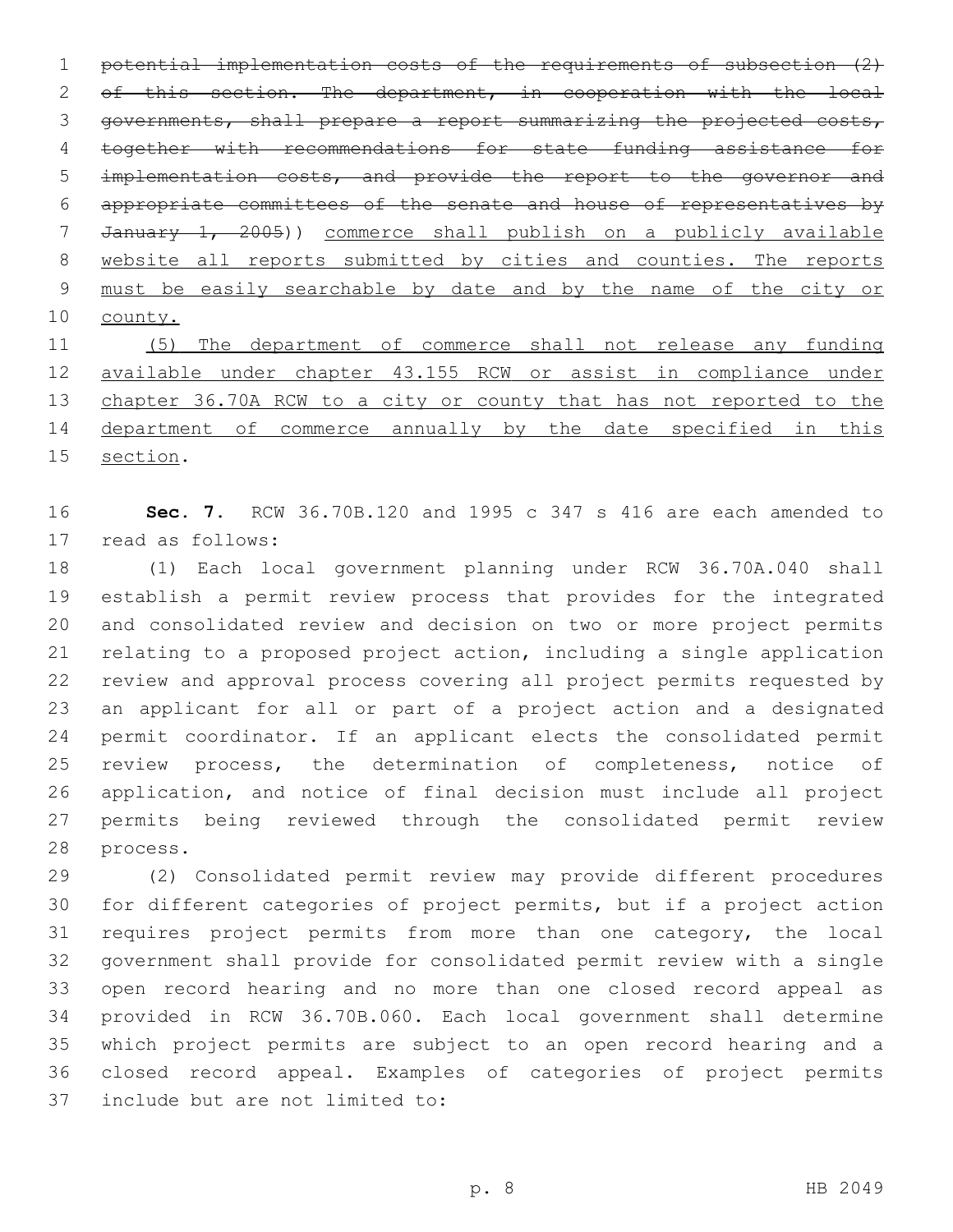~~potential implementation costs of the requirements of subsection (2) of this section. The department, in cooperation with the local governments, shall prepare a report summarizing the projected costs, together with recommendations for state funding assistance for implementation costs, and provide the report to the governor and appropriate committees of the senate and house of representatives by January 1, 2005~~)) commerce shall publish on a publicly available website all reports submitted by cities and counties. The reports must be easily searchable by date and by the name of the city or county.

(5) The department of commerce shall not release any funding available under chapter 43.155 RCW or assist in compliance under chapter 36.70A RCW to a city or county that has not reported to the department of commerce annually by the date specified in this section.

**Sec. 7.** RCW 36.70B.120 and 1995 c 347 s 416 are each amended to read as follows:

(1) Each local government planning under RCW 36.70A.040 shall establish a permit review process that provides for the integrated and consolidated review and decision on two or more project permits relating to a proposed project action, including a single application review and approval process covering all project permits requested by an applicant for all or part of a project action and a designated permit coordinator. If an applicant elects the consolidated permit review process, the determination of completeness, notice of application, and notice of final decision must include all project permits being reviewed through the consolidated permit review process.

(2) Consolidated permit review may provide different procedures for different categories of project permits, but if a project action requires project permits from more than one category, the local government shall provide for consolidated permit review with a single open record hearing and no more than one closed record appeal as provided in RCW 36.70B.060. Each local government shall determine which project permits are subject to an open record hearing and a closed record appeal. Examples of categories of project permits include but are not limited to: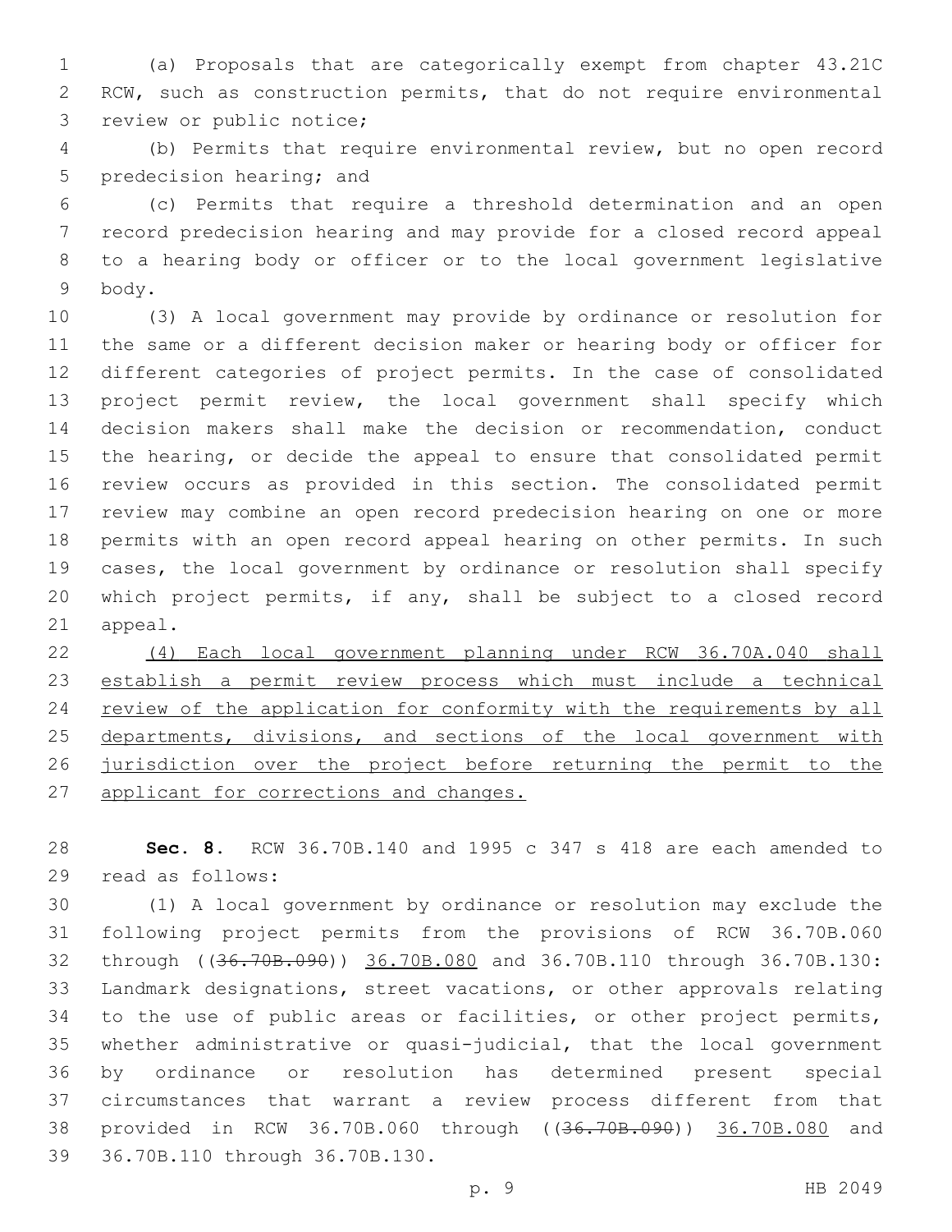(a) Proposals that are categorically exempt from chapter 43.21C RCW, such as construction permits, that do not require environmental review or public notice;

(b) Permits that require environmental review, but no open record predecision hearing; and

(c) Permits that require a threshold determination and an open record predecision hearing and may provide for a closed record appeal to a hearing body or officer or to the local government legislative body.

(3) A local government may provide by ordinance or resolution for the same or a different decision maker or hearing body or officer for different categories of project permits. In the case of consolidated project permit review, the local government shall specify which decision makers shall make the decision or recommendation, conduct the hearing, or decide the appeal to ensure that consolidated permit review occurs as provided in this section. The consolidated permit review may combine an open record predecision hearing on one or more permits with an open record appeal hearing on other permits. In such cases, the local government by ordinance or resolution shall specify which project permits, if any, shall be subject to a closed record appeal.

<u>(4) Each local government planning under RCW 36.70A.040 shall establish a permit review process which must include a technical review of the application for conformity with the requirements by all departments, divisions, and sections of the local government with jurisdiction over the project before returning the permit to the applicant for corrections and changes.</u>

**Sec. 8.** RCW 36.70B.140 and 1995 c 347 s 418 are each amended to read as follows:

(1) A local government by ordinance or resolution may exclude the following project permits from the provisions of RCW 36.70B.060 through ((~~36.70B.090~~)) <u>36.70B.080</u> and 36.70B.110 through 36.70B.130: Landmark designations, street vacations, or other approvals relating to the use of public areas or facilities, or other project permits, whether administrative or quasi-judicial, that the local government by ordinance or resolution has determined present special circumstances that warrant a review process different from that provided in RCW 36.70B.060 through ((~~36.70B.090~~)) <u>36.70B.080</u> and 36.70B.110 through 36.70B.130.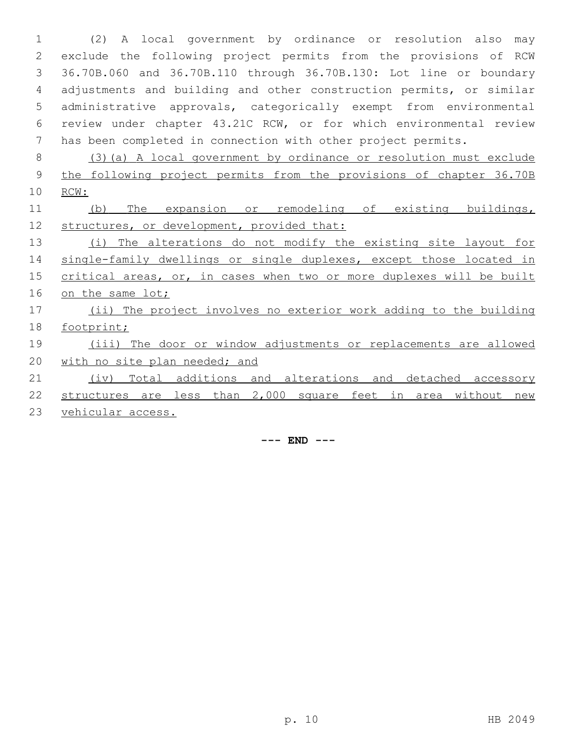(2) A local government by ordinance or resolution also may exclude the following project permits from the provisions of RCW 36.70B.060 and 36.70B.110 through 36.70B.130: Lot line or boundary adjustments and building and other construction permits, or similar administrative approvals, categorically exempt from environmental review under chapter 43.21C RCW, or for which environmental review has been completed in connection with other project permits.

<u>(3)(a) A local government by ordinance or resolution must exclude the following project permits from the provisions of chapter 36.70B RCW:</u>

<u>(b) The expansion or remodeling of existing buildings, structures, or development, provided that:</u>

<u>(i) The alterations do not modify the existing site layout for single-family dwellings or single duplexes, except those located in critical areas, or, in cases when two or more duplexes will be built on the same lot;</u>

<u>(ii) The project involves no exterior work adding to the building footprint;</u>

<u>(iii) The door or window adjustments or replacements are allowed with no site plan needed; and</u>

<u>(iv) Total additions and alterations and detached accessory structures are less than 2,000 square feet in area without new vehicular access.</u>

**--- END ---**